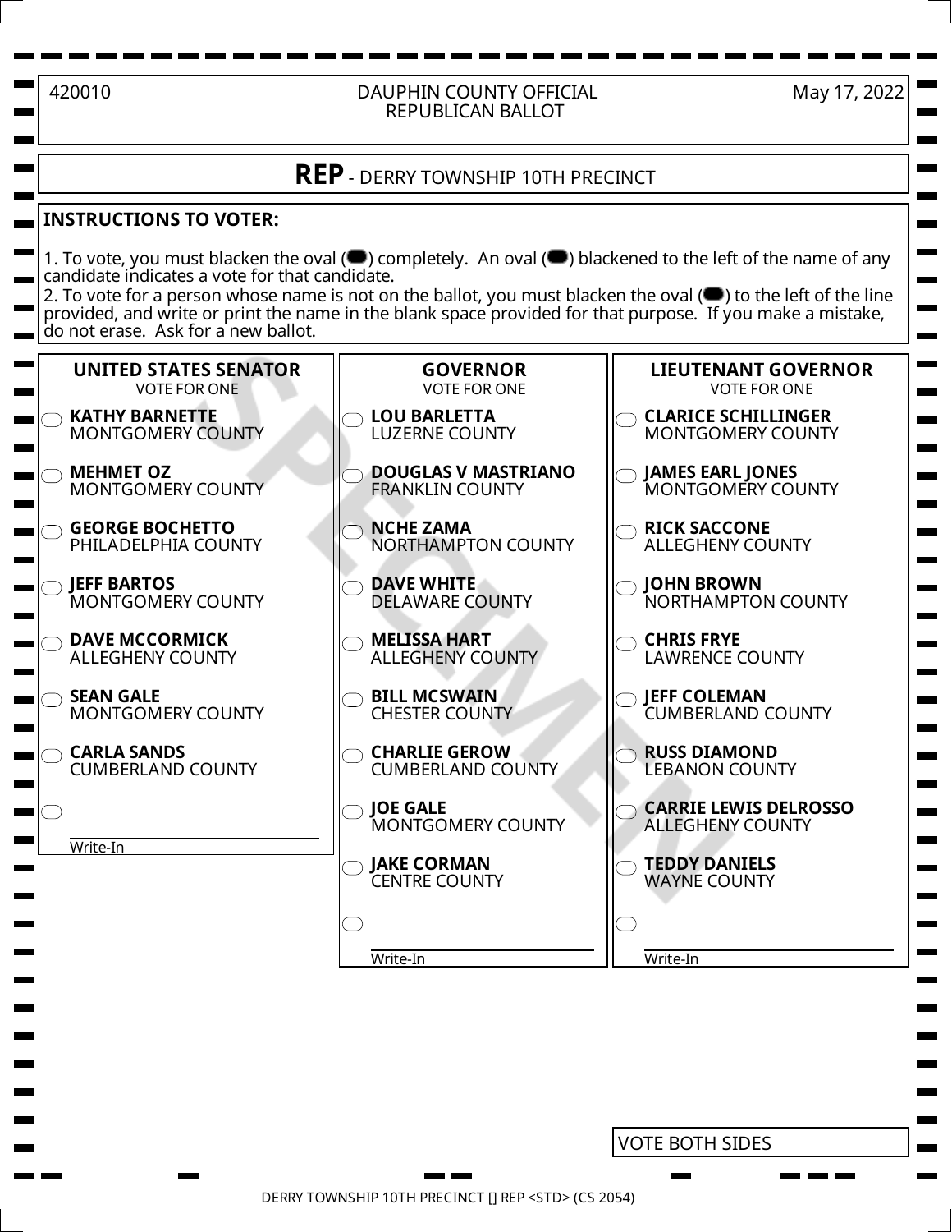420010

DAUPHIN COUNTY OFFICIAL
REPUBLICAN BALLOT

May 17, 2022

# REP - DERRY TOWNSHIP 10TH PRECINCT

**INSTRUCTIONS TO VOTER:**

1. To vote, you must blacken the oval (⬬) completely. An oval (⬬) blackened to the left of the name of any candidate indicates a vote for that candidate.
2. To vote for a person whose name is not on the ballot, you must blacken the oval (⬬) to the left of the line provided, and write or print the name in the blank space provided for that purpose. If you make a mistake, do not erase. Ask for a new ballot.

## UNITED STATES SENATOR
VOTE FOR ONE

- **KATHY BARNETTE** MONTGOMERY COUNTY
- **MEHMET OZ** MONTGOMERY COUNTY
- **GEORGE BOCHETTO** PHILADELPHIA COUNTY
- **JEFF BARTOS** MONTGOMERY COUNTY
- **DAVE MCCORMICK** ALLEGHENY COUNTY
- **SEAN GALE** MONTGOMERY COUNTY
- **CARLA SANDS** CUMBERLAND COUNTY
- Write-In

## GOVERNOR
VOTE FOR ONE

- **LOU BARLETTA** LUZERNE COUNTY
- **DOUGLAS V MASTRIANO** FRANKLIN COUNTY
- **NCHE ZAMA** NORTHAMPTON COUNTY
- **DAVE WHITE** DELAWARE COUNTY
- **MELISSA HART** ALLEGHENY COUNTY
- **BILL MCSWAIN** CHESTER COUNTY
- **CHARLIE GEROW** CUMBERLAND COUNTY
- **JOE GALE** MONTGOMERY COUNTY
- **JAKE CORMAN** CENTRE COUNTY
- Write-In

## LIEUTENANT GOVERNOR
VOTE FOR ONE

- **CLARICE SCHILLINGER** MONTGOMERY COUNTY
- **JAMES EARL JONES** MONTGOMERY COUNTY
- **RICK SACCONE** ALLEGHENY COUNTY
- **JOHN BROWN** NORTHAMPTON COUNTY
- **CHRIS FRYE** LAWRENCE COUNTY
- **JEFF COLEMAN** CUMBERLAND COUNTY
- **RUSS DIAMOND** LEBANON COUNTY
- **CARRIE LEWIS DELROSSO** ALLEGHENY COUNTY
- **TEDDY DANIELS** WAYNE COUNTY
- Write-In

VOTE BOTH SIDES

DERRY TOWNSHIP 10TH PRECINCT [] REP <STD> (CS 2054)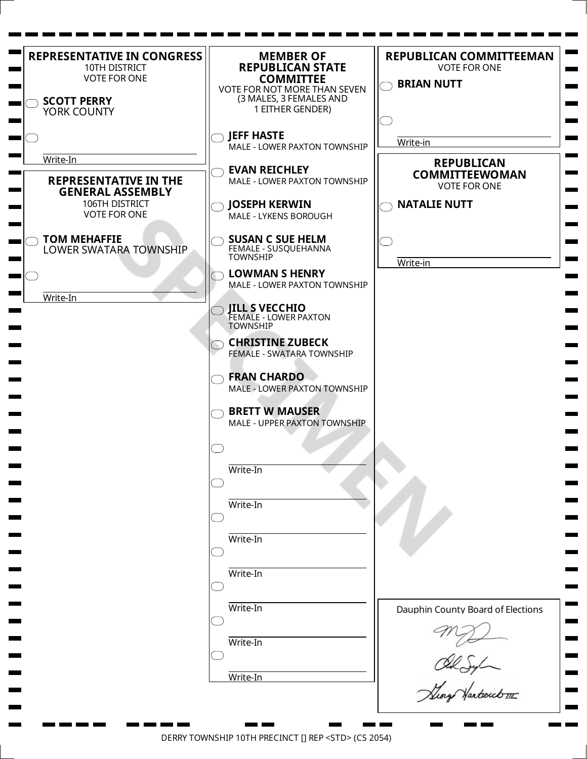## REPRESENTATIVE IN CONGRESS
10TH DISTRICT
VOTE FOR ONE

- **SCOTT PERRY**
  YORK COUNTY
- Write-In

## REPRESENTATIVE IN THE GENERAL ASSEMBLY
106TH DISTRICT
VOTE FOR ONE

- **TOM MEHAFFIE**
  LOWER SWATARA TOWNSHIP
- Write-In

## MEMBER OF REPUBLICAN STATE COMMITTEE
VOTE FOR NOT MORE THAN SEVEN
(3 MALES, 3 FEMALES AND 1 EITHER GENDER)

- **JEFF HASTE**
  MALE - LOWER PAXTON TOWNSHIP
- **EVAN REICHLEY**
  MALE - LOWER PAXTON TOWNSHIP
- **JOSEPH KERWIN**
  MALE - LYKENS BOROUGH
- **SUSAN C SUE HELM**
  FEMALE - SUSQUEHANNA TOWNSHIP
- **LOWMAN S HENRY**
  MALE - LOWER PAXTON TOWNSHIP
- **JILL S VECCHIO**
  FEMALE - LOWER PAXTON TOWNSHIP
- **CHRISTINE ZUBECK**
  FEMALE - SWATARA TOWNSHIP
- **FRAN CHARDO**
  MALE - LOWER PAXTON TOWNSHIP
- **BRETT W MAUSER**
  MALE - UPPER PAXTON TOWNSHIP
- Write-In
- Write-In
- Write-In
- Write-In
- Write-In
- Write-In
- Write-In

## REPUBLICAN COMMITTEEMAN
VOTE FOR ONE

- **BRIAN NUTT**
- Write-in

## REPUBLICAN COMMITTEEWOMAN
VOTE FOR ONE

- **NATALIE NUTT**
- Write-in

Dauphin County Board of Elections

SPECIMEN

DERRY TOWNSHIP 10TH PRECINCT [] REP <STD> (CS 2054)